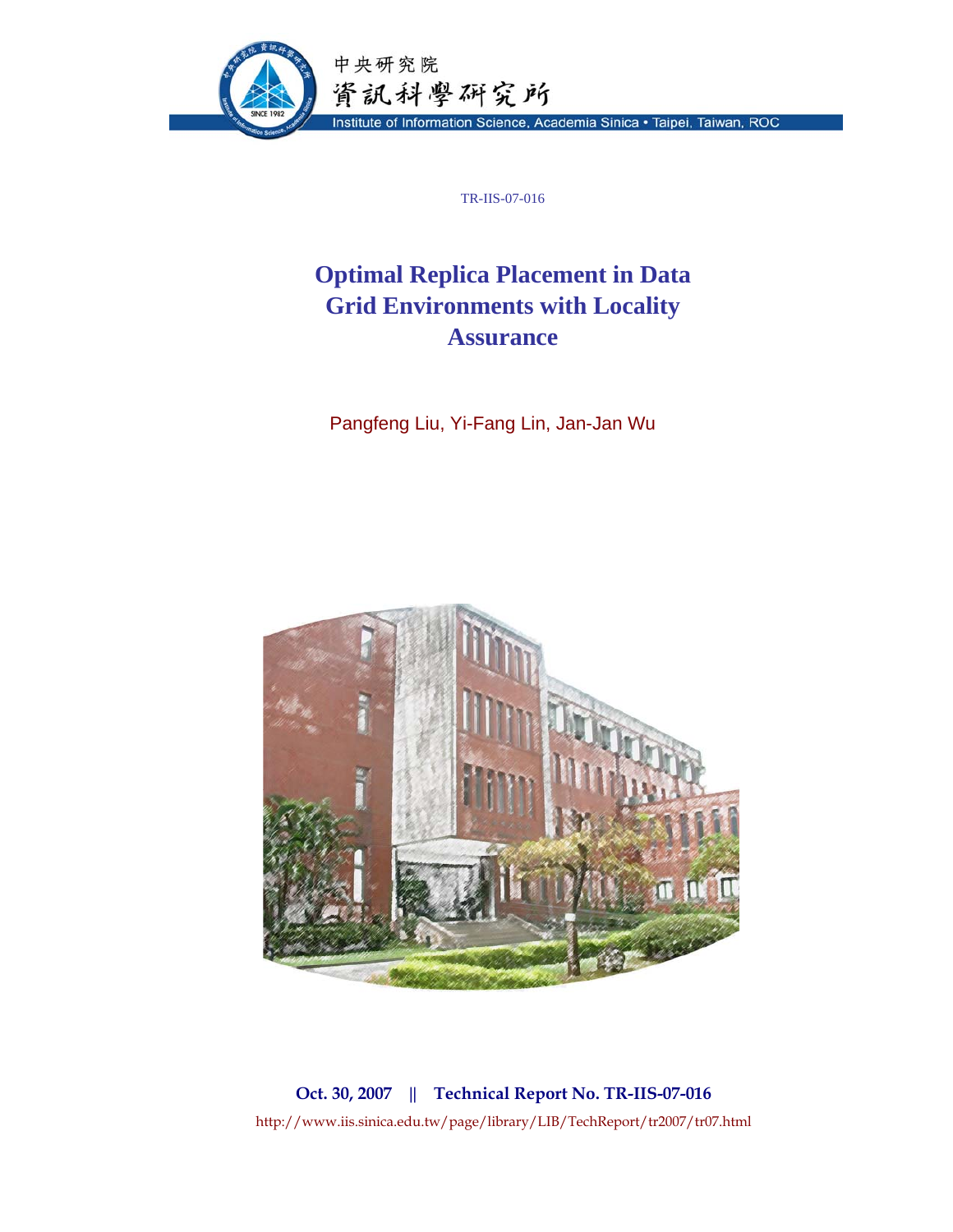中央研究院

資訊科學研究所

Institute of Information Science, Academia Sinica • Taipei, Taiwan, ROC

TR-IIS-07-016

# Optimal Replica Placement in Data Grid Environments with Locality Assurance

Pangfeng Liu, Yi-Fang Lin, Jan-Jan Wu

**Oct. 30, 2007 || Technical Report No. TR-IIS-07-016**

http://www.iis.sinica.edu.tw/page/library/LIB/TechReport/tr2007/tr07.html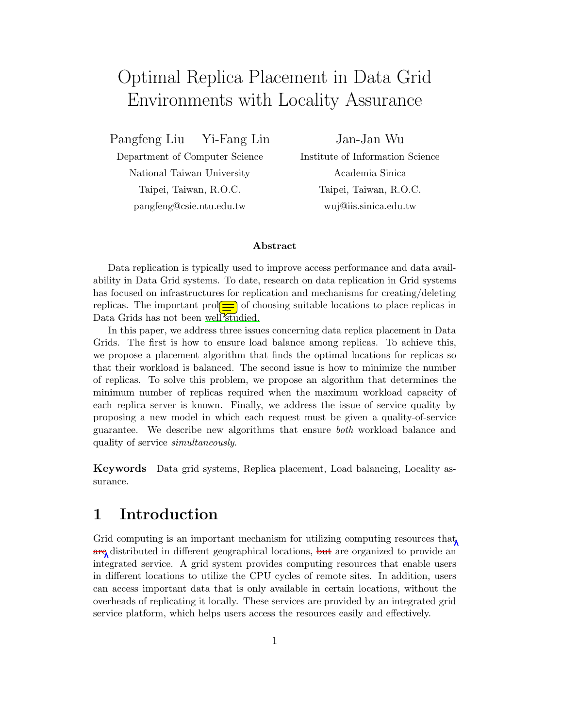# Optimal Replica Placement in Data Grid Environments with Locality Assurance

Pangfeng Liu Yi-Fang Lin
Department of Computer Science
National Taiwan University
Taipei, Taiwan, R.O.C.
pangfeng@csie.ntu.edu.tw

Jan-Jan Wu
Institute of Information Science
Academia Sinica
Taipei, Taiwan, R.O.C.
wuj@iis.sinica.edu.tw

### Abstract

Data replication is typically used to improve access performance and data availability in Data Grid systems. To date, research on data replication in Grid systems has focused on infrastructures for replication and mechanisms for creating/deleting replicas. The important problem of choosing suitable locations to place replicas in Data Grids has not been well studied.

In this paper, we address three issues concerning data replica placement in Data Grids. The first is how to ensure load balance among replicas. To achieve this, we propose a placement algorithm that finds the optimal locations for replicas so that their workload is balanced. The second issue is how to minimize the number of replicas. To solve this problem, we propose an algorithm that determines the minimum number of replicas required when the maximum workload capacity of each replica server is known. Finally, we address the issue of service quality by proposing a new model in which each request must be given a quality-of-service guarantee. We describe new algorithms that ensure *both* workload balance and quality of service *simultaneously*.

**Keywords** Data grid systems, Replica placement, Load balancing, Locality assurance.

## 1 Introduction

Grid computing is an important mechanism for utilizing computing resources that are distributed in different geographical locations, but are organized to provide an integrated service. A grid system provides computing resources that enable users in different locations to utilize the CPU cycles of remote sites. In addition, users can access important data that is only available in certain locations, without the overheads of replicating it locally. These services are provided by an integrated grid service platform, which helps users access the resources easily and effectively.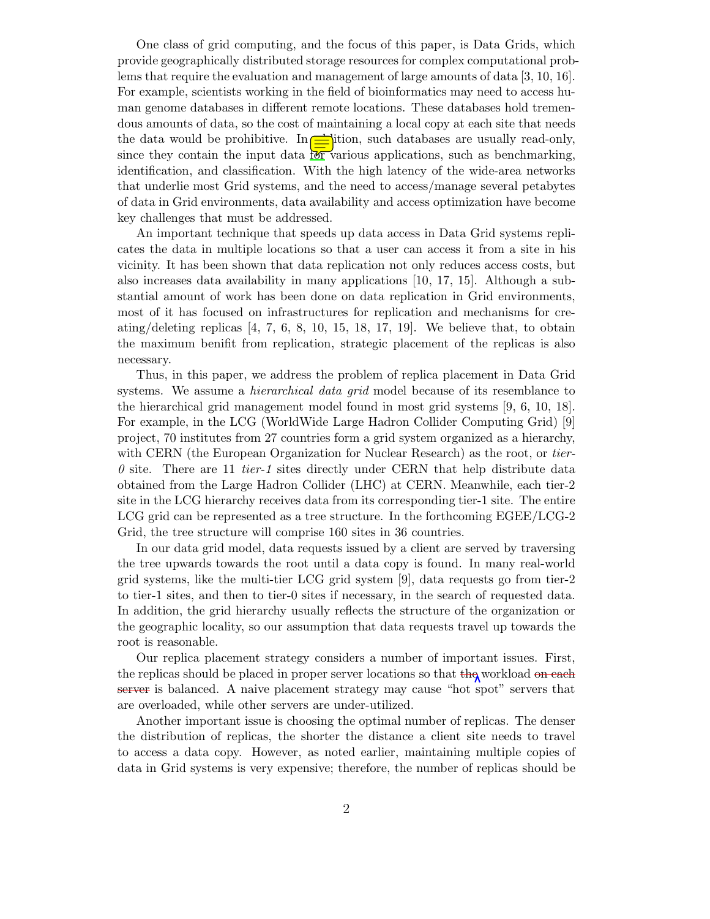One class of grid computing, and the focus of this paper, is Data Grids, which provide geographically distributed storage resources for complex computational problems that require the evaluation and management of large amounts of data [3, 10, 16]. For example, scientists working in the field of bioinformatics may need to access human genome databases in different remote locations. These databases hold tremendous amounts of data, so the cost of maintaining a local copy at each site that needs the data would be prohibitive. In addition, such databases are usually read-only, since they contain the input data for various applications, such as benchmarking, identification, and classification. With the high latency of the wide-area networks that underlie most Grid systems, and the need to access/manage several petabytes of data in Grid environments, data availability and access optimization have become key challenges that must be addressed.

An important technique that speeds up data access in Data Grid systems replicates the data in multiple locations so that a user can access it from a site in his vicinity. It has been shown that data replication not only reduces access costs, but also increases data availability in many applications [10, 17, 15]. Although a substantial amount of work has been done on data replication in Grid environments, most of it has focused on infrastructures for replication and mechanisms for creating/deleting replicas [4, 7, 6, 8, 10, 15, 18, 17, 19]. We believe that, to obtain the maximum benifit from replication, strategic placement of the replicas is also necessary.

Thus, in this paper, we address the problem of replica placement in Data Grid systems. We assume a *hierarchical data grid* model because of its resemblance to the hierarchical grid management model found in most grid systems [9, 6, 10, 18]. For example, in the LCG (WorldWide Large Hadron Collider Computing Grid) [9] project, 70 institutes from 27 countries form a grid system organized as a hierarchy, with CERN (the European Organization for Nuclear Research) as the root, or *tier-0* site. There are 11 *tier-1* sites directly under CERN that help distribute data obtained from the Large Hadron Collider (LHC) at CERN. Meanwhile, each tier-2 site in the LCG hierarchy receives data from its corresponding tier-1 site. The entire LCG grid can be represented as a tree structure. In the forthcoming EGEE/LCG-2 Grid, the tree structure will comprise 160 sites in 36 countries.

In our data grid model, data requests issued by a client are served by traversing the tree upwards towards the root until a data copy is found. In many real-world grid systems, like the multi-tier LCG grid system [9], data requests go from tier-2 to tier-1 sites, and then to tier-0 sites if necessary, in the search of requested data. In addition, the grid hierarchy usually reflects the structure of the organization or the geographic locality, so our assumption that data requests travel up towards the root is reasonable.

Our replica placement strategy considers a number of important issues. First, the replicas should be placed in proper server locations so that the workload on each server is balanced. A naive placement strategy may cause "hot spot" servers that are overloaded, while other servers are under-utilized.

Another important issue is choosing the optimal number of replicas. The denser the distribution of replicas, the shorter the distance a client site needs to travel to access a data copy. However, as noted earlier, maintaining multiple copies of data in Grid systems is very expensive; therefore, the number of replicas should be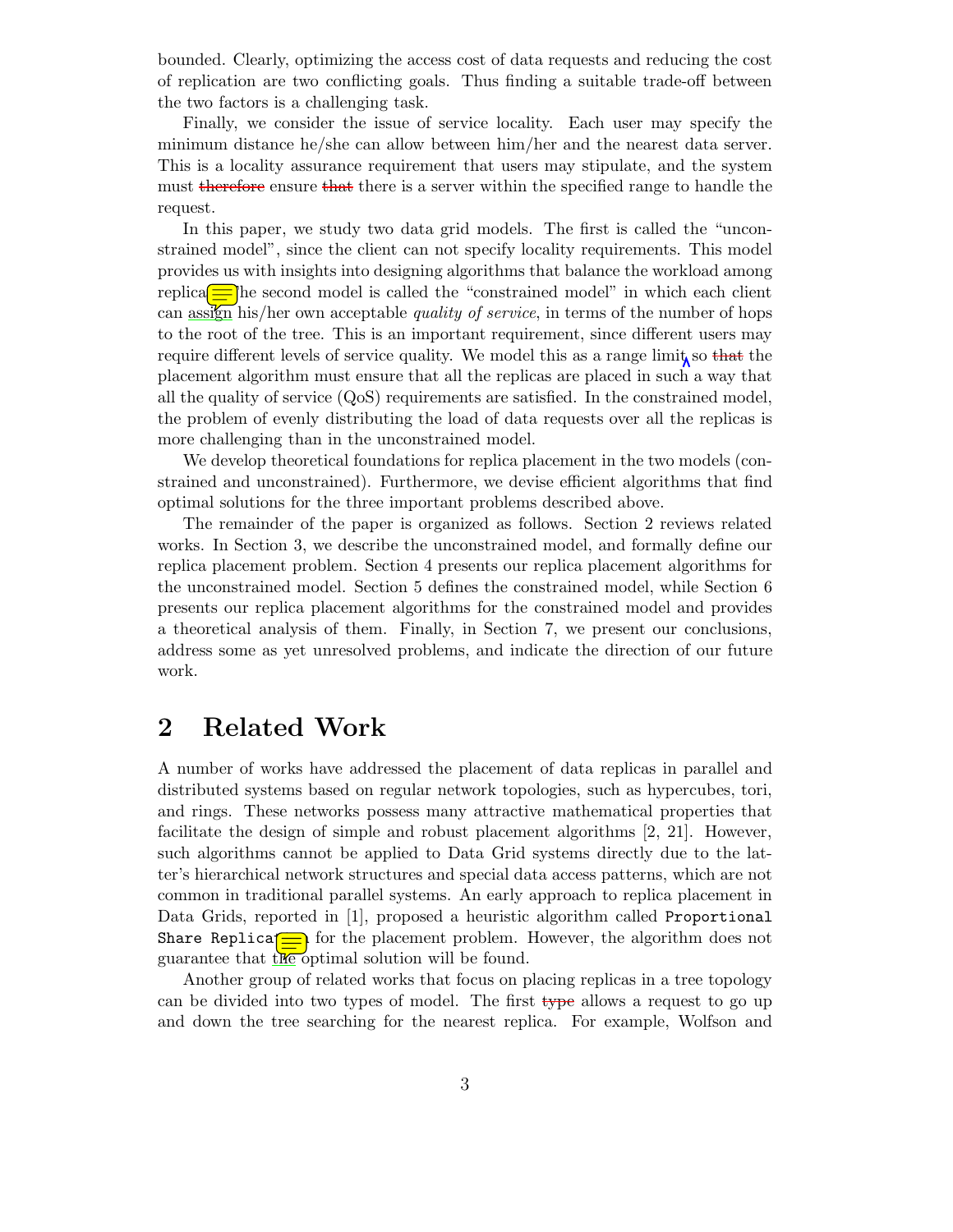bounded. Clearly, optimizing the access cost of data requests and reducing the cost of replication are two conflicting goals. Thus finding a suitable trade-off between the two factors is a challenging task.

Finally, we consider the issue of service locality. Each user may specify the minimum distance he/she can allow between him/her and the nearest data server. This is a locality assurance requirement that users may stipulate, and the system must therefore ensure that there is a server within the specified range to handle the request.

In this paper, we study two data grid models. The first is called the "unconstrained model", since the client can not specify locality requirements. This model provides us with insights into designing algorithms that balance the workload among replicas. The second model is called the "constrained model" in which each client can assign his/her own acceptable *quality of service*, in terms of the number of hops to the root of the tree. This is an important requirement, since different users may require different levels of service quality. We model this as a range limit so that the placement algorithm must ensure that all the replicas are placed in such a way that all the quality of service (QoS) requirements are satisfied. In the constrained model, the problem of evenly distributing the load of data requests over all the replicas is more challenging than in the unconstrained model.

We develop theoretical foundations for replica placement in the two models (constrained and unconstrained). Furthermore, we devise efficient algorithms that find optimal solutions for the three important problems described above.

The remainder of the paper is organized as follows. Section 2 reviews related works. In Section 3, we describe the unconstrained model, and formally define our replica placement problem. Section 4 presents our replica placement algorithms for the unconstrained model. Section 5 defines the constrained model, while Section 6 presents our replica placement algorithms for the constrained model and provides a theoretical analysis of them. Finally, in Section 7, we present our conclusions, address some as yet unresolved problems, and indicate the direction of our future work.

## 2 Related Work

A number of works have addressed the placement of data replicas in parallel and distributed systems based on regular network topologies, such as hypercubes, tori, and rings. These networks possess many attractive mathematical properties that facilitate the design of simple and robust placement algorithms [2, 21]. However, such algorithms cannot be applied to Data Grid systems directly due to the latter's hierarchical network structures and special data access patterns, which are not common in traditional parallel systems. An early approach to replica placement in Data Grids, reported in [1], proposed a heuristic algorithm called `Proportional Share Replication` for the placement problem. However, the algorithm does not guarantee that the optimal solution will be found.

Another group of related works that focus on placing replicas in a tree topology can be divided into two types of model. The first type allows a request to go up and down the tree searching for the nearest replica. For example, Wolfson and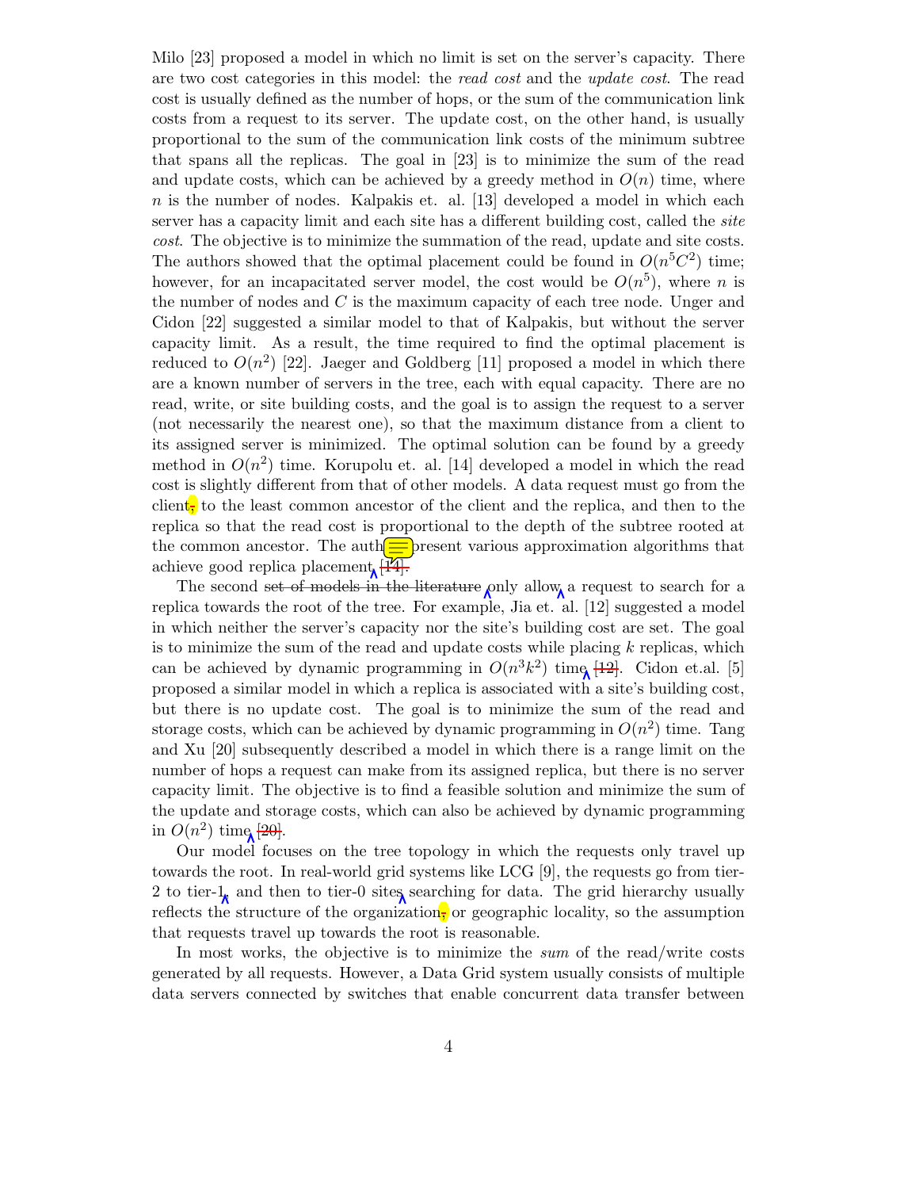Milo [23] proposed a model in which no limit is set on the server's capacity. There are two cost categories in this model: the *read cost* and the *update cost*. The read cost is usually defined as the number of hops, or the sum of the communication link costs from a request to its server. The update cost, on the other hand, is usually proportional to the sum of the communication link costs of the minimum subtree that spans all the replicas. The goal in [23] is to minimize the sum of the read and update costs, which can be achieved by a greedy method in $O(n)$ time, where $n$ is the number of nodes. Kalpakis et. al. [13] developed a model in which each server has a capacity limit and each site has a different building cost, called the *site cost*. The objective is to minimize the summation of the read, update and site costs. The authors showed that the optimal placement could be found in $O(n^5C^2)$ time; however, for an incapacitated server model, the cost would be $O(n^5)$, where $n$ is the number of nodes and $C$ is the maximum capacity of each tree node. Unger and Cidon [22] suggested a similar model to that of Kalpakis, but without the server capacity limit. As a result, the time required to find the optimal placement is reduced to $O(n^2)$ [22]. Jaeger and Goldberg [11] proposed a model in which there are a known number of servers in the tree, each with equal capacity. There are no read, write, or site building costs, and the goal is to assign the request to a server (not necessarily the nearest one), so that the maximum distance from a client to its assigned server is minimized. The optimal solution can be found by a greedy method in $O(n^2)$ time. Korupolu et. al. [14] developed a model in which the read cost is slightly different from that of other models. A data request must go from the client, to the least common ancestor of the client and the replica, and then to the replica so that the read cost is proportional to the depth of the subtree rooted at the common ancestor. The authors present various approximation algorithms that achieve good replica placement [14].

The second set of models in the literature only allow a request to search for a replica towards the root of the tree. For example, Jia et. al. [12] suggested a model in which neither the server's capacity nor the site's building cost are set. The goal is to minimize the sum of the read and update costs while placing $k$ replicas, which can be achieved by dynamic programming in $O(n^3k^2)$ time [12]. Cidon et.al. [5] proposed a similar model in which a replica is associated with a site's building cost, but there is no update cost. The goal is to minimize the sum of the read and storage costs, which can be achieved by dynamic programming in $O(n^2)$ time. Tang and Xu [20] subsequently described a model in which there is a range limit on the number of hops a request can make from its assigned replica, but there is no server capacity limit. The objective is to find a feasible solution and minimize the sum of the update and storage costs, which can also be achieved by dynamic programming in $O(n^2)$ time [20].

Our model focuses on the tree topology in which the requests only travel up towards the root. In real-world grid systems like LCG [9], the requests go from tier-2 to tier-1 and then to tier-0 sites searching for data. The grid hierarchy usually reflects the structure of the organization, or geographic locality, so the assumption that requests travel up towards the root is reasonable.

In most works, the objective is to minimize the *sum* of the read/write costs generated by all requests. However, a Data Grid system usually consists of multiple data servers connected by switches that enable concurrent data transfer between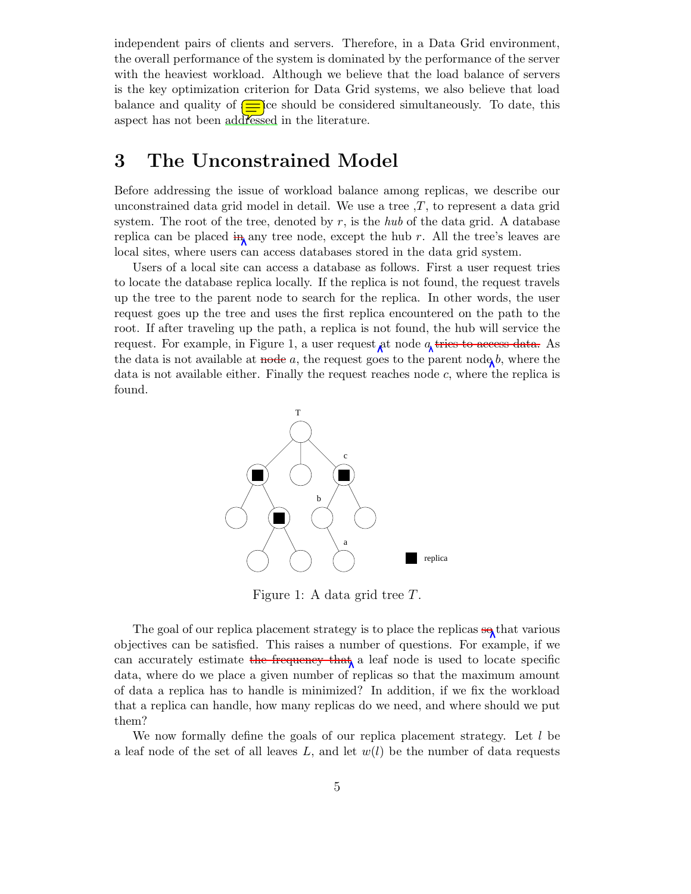independent pairs of clients and servers. Therefore, in a Data Grid environment, the overall performance of the system is dominated by the performance of the server with the heaviest workload. Although we believe that the load balance of servers is the key optimization criterion for Data Grid systems, we also believe that load balance and quality of service should be considered simultaneously. To date, this aspect has not been addressed in the literature.

# 3 The Unconstrained Model

Before addressing the issue of workload balance among replicas, we describe our unconstrained data grid model in detail. We use a tree ,$T$, to represent a data grid system. The root of the tree, denoted by $r$, is the *hub* of the data grid. A database replica can be placed in any tree node, except the hub $r$. All the tree's leaves are local sites, where users can access databases stored in the data grid system.

Users of a local site can access a database as follows. First a user request tries to locate the database replica locally. If the replica is not found, the request travels up the tree to the parent node to search for the replica. In other words, the user request goes up the tree and uses the first replica encountered on the path to the root. If after traveling up the path, a replica is not found, the hub will service the request. For example, in Figure 1, a user request at node $a$ tries to access data. As the data is not available at node $a$, the request goes to the parent node $b$, where the data is not available either. Finally the request reaches node $c$, where the replica is found.

Figure 1: A data grid tree $T$.

The goal of our replica placement strategy is to place the replicas so that various objectives can be satisfied. This raises a number of questions. For example, if we can accurately estimate the frequency that a leaf node is used to locate specific data, where do we place a given number of replicas so that the maximum amount of data a replica has to handle is minimized? In addition, if we fix the workload that a replica can handle, how many replicas do we need, and where should we put them?

We now formally define the goals of our replica placement strategy. Let $l$ be a leaf node of the set of all leaves $L$, and let $w(l)$ be the number of data requests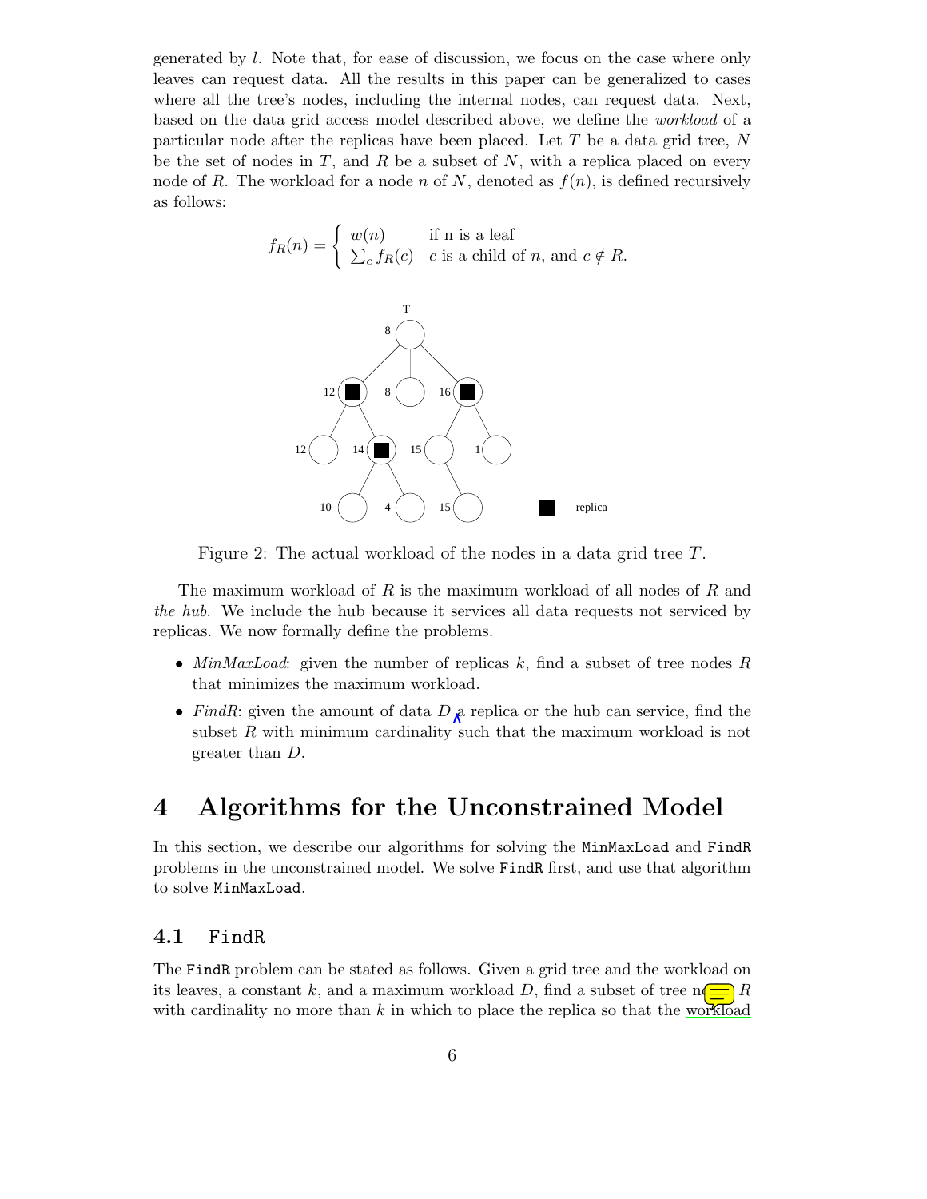generated by $l$. Note that, for ease of discussion, we focus on the case where only leaves can request data. All the results in this paper can be generalized to cases where all the tree's nodes, including the internal nodes, can request data. Next, based on the data grid access model described above, we define the *workload* of a particular node after the replicas have been placed. Let $T$ be a data grid tree, $N$ be the set of nodes in $T$, and $R$ be a subset of $N$, with a replica placed on every node of $R$. The workload for a node $n$ of $N$, denoted as $f(n)$, is defined recursively as follows:

$$f_R(n) = \begin{cases} w(n) & \text{if n is a leaf} \\ \sum_c f_R(c) & c \text{ is a child of } n \text{, and } c \notin R. \end{cases}$$

Figure 2: The actual workload of the nodes in a data grid tree $T$.

The maximum workload of $R$ is the maximum workload of all nodes of $R$ and *the hub*. We include the hub because it services all data requests not serviced by replicas. We now formally define the problems.

- *MinMaxLoad*: given the number of replicas $k$, find a subset of tree nodes $R$ that minimizes the maximum workload.
- *FindR*: given the amount of data $D$ a replica or the hub can service, find the subset $R$ with minimum cardinality such that the maximum workload is not greater than $D$.

# 4 Algorithms for the Unconstrained Model

In this section, we describe our algorithms for solving the `MinMaxLoad` and `FindR` problems in the unconstrained model. We solve `FindR` first, and use that algorithm to solve `MinMaxLoad`.

## 4.1 FindR

The `FindR` problem can be stated as follows. Given a grid tree and the workload on its leaves, a constant $k$, and a maximum workload $D$, find a subset of tree nodes $R$ with cardinality no more than $k$ in which to place the replica so that the workload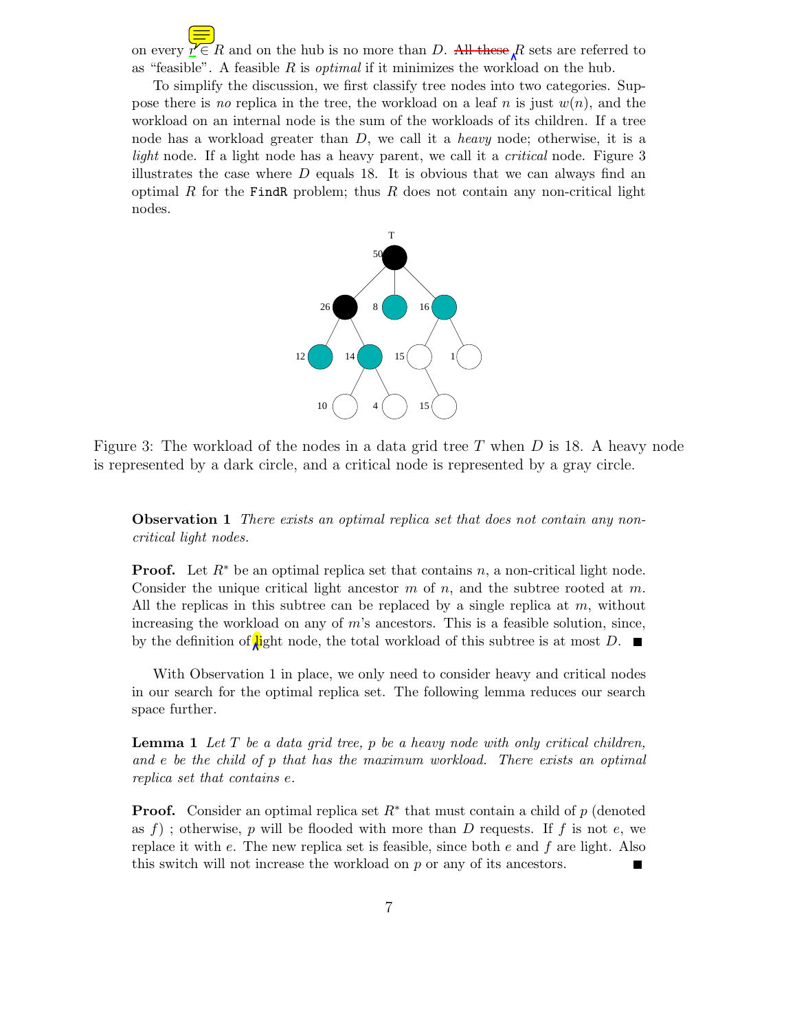on every $r \in R$ and on the hub is no more than $D$. All these $R$ sets are referred to as "feasible". A feasible $R$ is *optimal* if it minimizes the workload on the hub.

To simplify the discussion, we first classify tree nodes into two categories. Suppose there is *no* replica in the tree, the workload on a leaf $n$ is just $w(n)$, and the workload on an internal node is the sum of the workloads of its children. If a tree node has a workload greater than $D$, we call it a *heavy* node; otherwise, it is a *light* node. If a light node has a heavy parent, we call it a *critical* node. Figure 3 illustrates the case where $D$ equals 18. It is obvious that we can always find an optimal $R$ for the FindR problem; thus $R$ does not contain any non-critical light nodes.

Figure 3: The workload of the nodes in a data grid tree $T$ when $D$ is 18. A heavy node is represented by a dark circle, and a critical node is represented by a gray circle.

**Observation 1** *There exists an optimal replica set that does not contain any non-critical light nodes.*

**Proof.** Let $R^*$ be an optimal replica set that contains $n$, a non-critical light node. Consider the unique critical light ancestor $m$ of $n$, and the subtree rooted at $m$. All the replicas in this subtree can be replaced by a single replica at $m$, without increasing the workload on any of $m$'s ancestors. This is a feasible solution, since, by the definition of light node, the total workload of this subtree is at most $D$. ■

With Observation 1 in place, we only need to consider heavy and critical nodes in our search for the optimal replica set. The following lemma reduces our search space further.

**Lemma 1** *Let $T$ be a data grid tree, $p$ be a heavy node with only critical children, and $e$ be the child of $p$ that has the maximum workload. There exists an optimal replica set that contains $e$.*

**Proof.** Consider an optimal replica set $R^*$ that must contain a child of $p$ (denoted as $f$) ; otherwise, $p$ will be flooded with more than $D$ requests. If $f$ is not $e$, we replace it with $e$. The new replica set is feasible, since both $e$ and $f$ are light. Also this switch will not increase the workload on $p$ or any of its ancestors. ■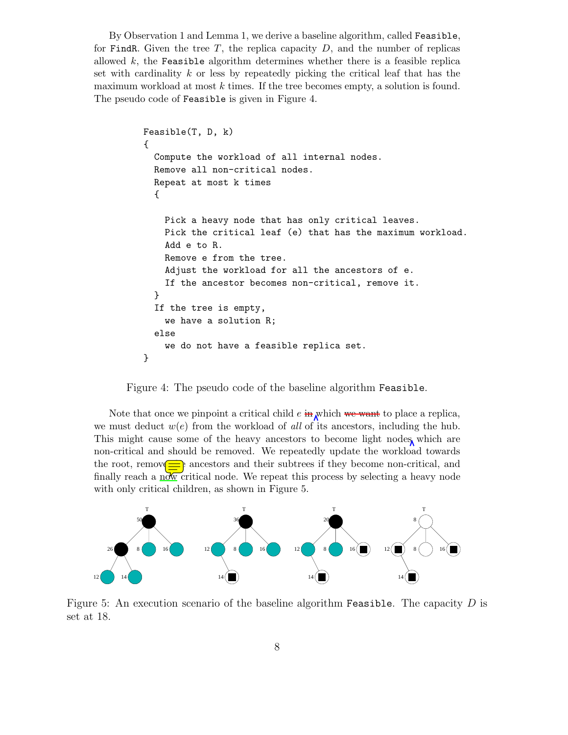By Observation 1 and Lemma 1, we derive a baseline algorithm, called `Feasible`, for `FindR`. Given the tree $T$, the replica capacity $D$, and the number of replicas allowed $k$, the `Feasible` algorithm determines whether there is a feasible replica set with cardinality $k$ or less by repeatedly picking the critical leaf that has the maximum workload at most $k$ times. If the tree becomes empty, a solution is found. The pseudo code of `Feasible` is given in Figure 4.

```
Feasible(T, D, k)
{
  Compute the workload of all internal nodes.
  Remove all non-critical nodes.
  Repeat at most k times
  {

    Pick a heavy node that has only critical leaves.
    Pick the critical leaf (e) that has the maximum workload.
    Add e to R.
    Remove e from the tree.
    Adjust the workload for all the ancestors of e.
    If the ancestor becomes non-critical, remove it.
  }
  If the tree is empty,
    we have a solution R;
  else
    we do not have a feasible replica set.
}
```

Figure 4: The pseudo code of the baseline algorithm `Feasible`.

Note that once we pinpoint a critical child $e$ in which we want to place a replica, we must deduct $w(e)$ from the workload of *all* of its ancestors, including the hub. This might cause some of the heavy ancestors to become light nodes which are non-critical and should be removed. We repeatedly update the workload towards the root, remove ancestors and their subtrees if they become non-critical, and finally reach a now critical node. We repeat this process by selecting a heavy node with only critical children, as shown in Figure 5.

Figure 5: An execution scenario of the baseline algorithm `Feasible`. The capacity $D$ is set at 18.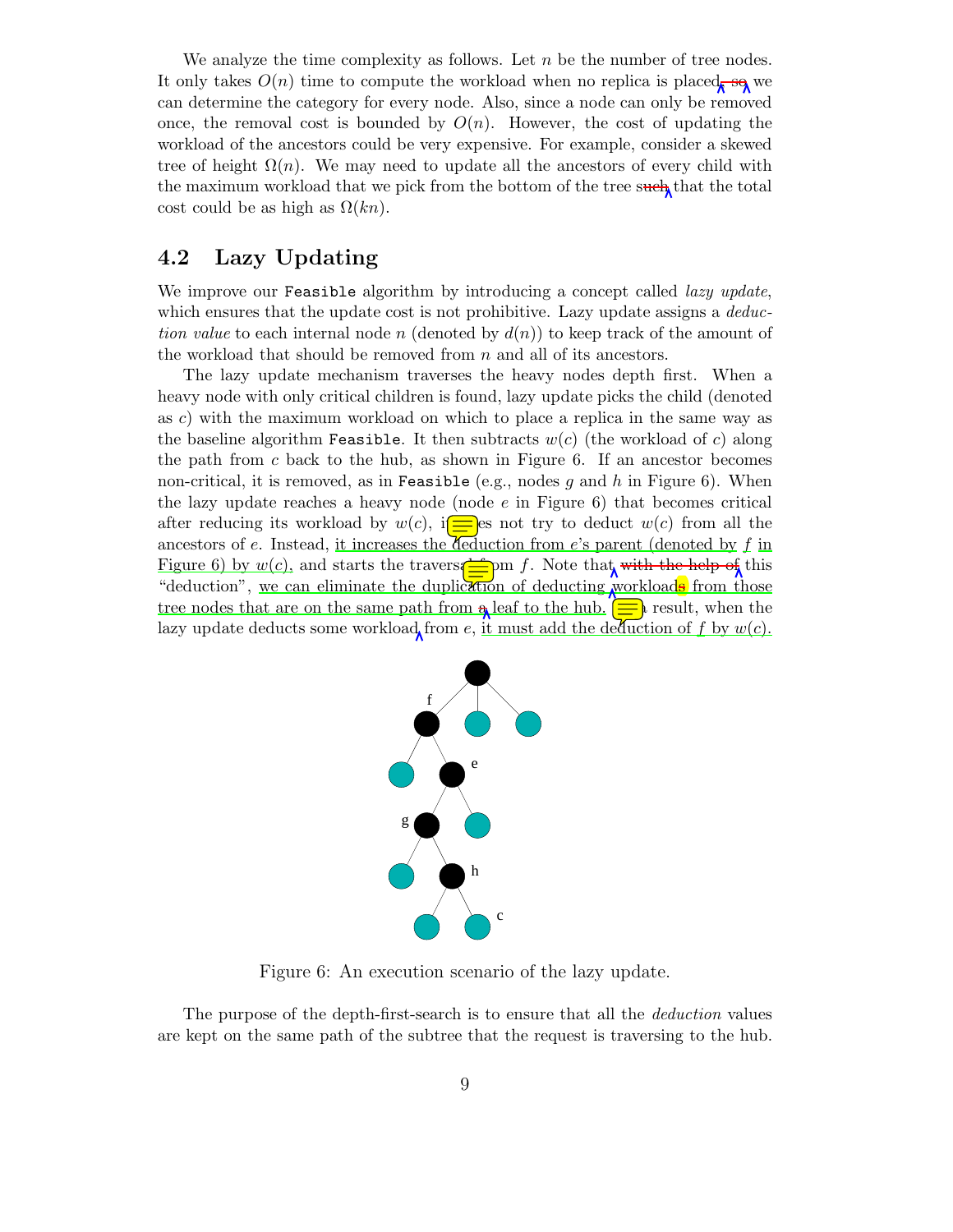We analyze the time complexity as follows. Let $n$ be the number of tree nodes. It only takes $O(n)$ time to compute the workload when no replica is placed, so we can determine the category for every node. Also, since a node can only be removed once, the removal cost is bounded by $O(n)$. However, the cost of updating the workload of the ancestors could be very expensive. For example, consider a skewed tree of height $\Omega(n)$. We may need to update all the ancestors of every child with the maximum workload that we pick from the bottom of the tree such that the total cost could be as high as $\Omega(kn)$.

## 4.2 Lazy Updating

We improve our `Feasible` algorithm by introducing a concept called *lazy update*, which ensures that the update cost is not prohibitive. Lazy update assigns a *deduction value* to each internal node $n$ (denoted by $d(n)$) to keep track of the amount of the workload that should be removed from $n$ and all of its ancestors.

The lazy update mechanism traverses the heavy nodes depth first. When a heavy node with only critical children is found, lazy update picks the child (denoted as $c$) with the maximum workload on which to place a replica in the same way as the baseline algorithm `Feasible`. It then subtracts $w(c)$ (the workload of $c$) along the path from $c$ back to the hub, as shown in Figure 6. If an ancestor becomes non-critical, it is removed, as in `Feasible` (e.g., nodes $g$ and $h$ in Figure 6). When the lazy update reaches a heavy node (node $e$ in Figure 6) that becomes critical after reducing its workload by $w(c)$, it does not try to deduct $w(c)$ from all the ancestors of $e$. Instead, it increases the deduction from $e$'s parent (denoted by $f$ in Figure 6) by $w(c)$, and starts the traversal from $f$. Note that with the help of this "deduction", we can eliminate the duplication of deducting workloads from those tree nodes that are on the same path from a leaf to the hub. As a result, when the lazy update deducts some workload from $e$, it must add the deduction of $f$ by $w(c)$.

Figure 6: An execution scenario of the lazy update.

The purpose of the depth-first-search is to ensure that all the *deduction* values are kept on the same path of the subtree that the request is traversing to the hub.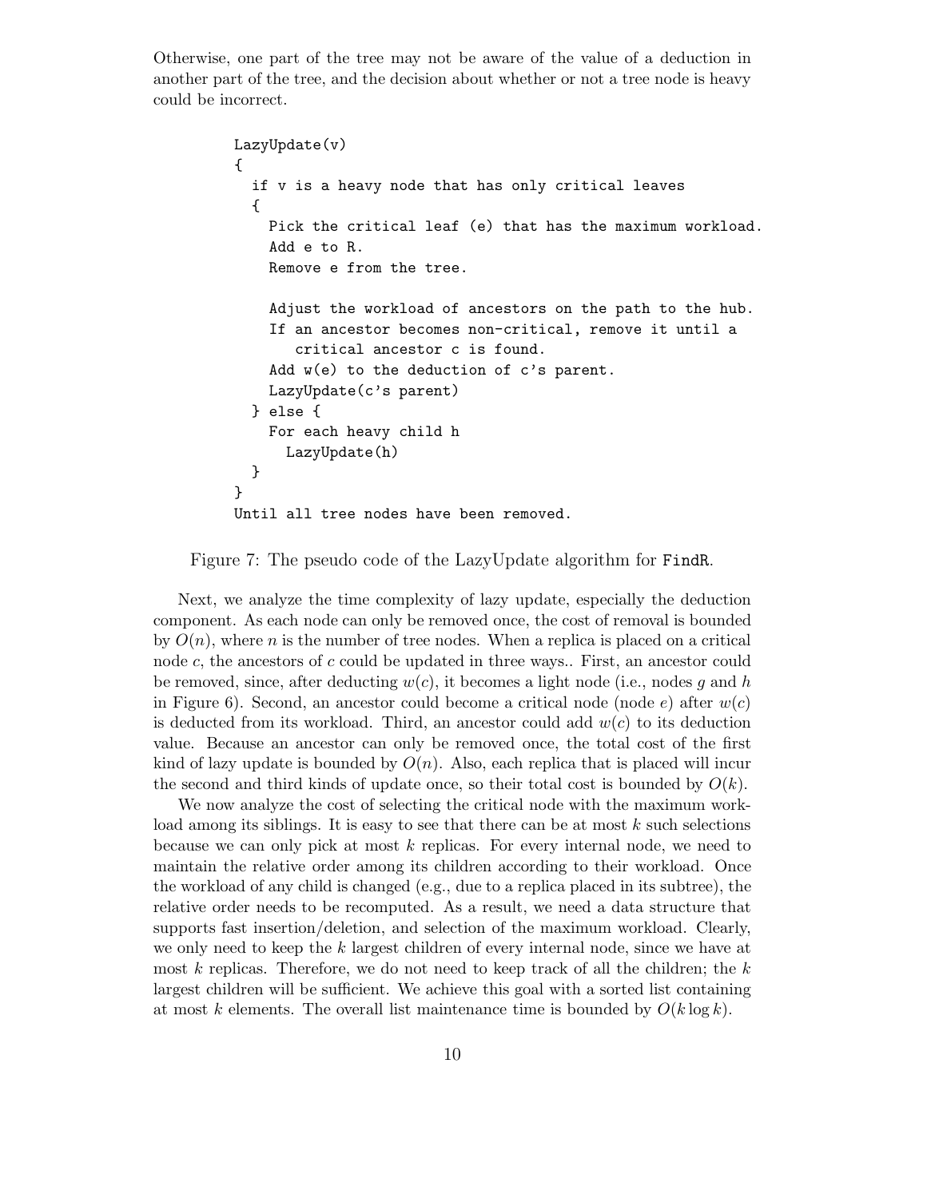Otherwise, one part of the tree may not be aware of the value of a deduction in another part of the tree, and the decision about whether or not a tree node is heavy could be incorrect.

```
LazyUpdate(v)
{
  if v is a heavy node that has only critical leaves
  {
    Pick the critical leaf (e) that has the maximum workload.
    Add e to R.
    Remove e from the tree.

    Adjust the workload of ancestors on the path to the hub.
    If an ancestor becomes non-critical, remove it until a
       critical ancestor c is found.
    Add w(e) to the deduction of c's parent.
    LazyUpdate(c's parent)
  } else {
    For each heavy child h
      LazyUpdate(h)
  }
}
Until all tree nodes have been removed.
```

Figure 7: The pseudo code of the LazyUpdate algorithm for `FindR`.

Next, we analyze the time complexity of lazy update, especially the deduction component. As each node can only be removed once, the cost of removal is bounded by $O(n)$, where $n$ is the number of tree nodes. When a replica is placed on a critical node $c$, the ancestors of $c$ could be updated in three ways.. First, an ancestor could be removed, since, after deducting $w(c)$, it becomes a light node (i.e., nodes $g$ and $h$ in Figure 6). Second, an ancestor could become a critical node (node $e$) after $w(c)$ is deducted from its workload. Third, an ancestor could add $w(c)$ to its deduction value. Because an ancestor can only be removed once, the total cost of the first kind of lazy update is bounded by $O(n)$. Also, each replica that is placed will incur the second and third kinds of update once, so their total cost is bounded by $O(k)$.

We now analyze the cost of selecting the critical node with the maximum workload among its siblings. It is easy to see that there can be at most $k$ such selections because we can only pick at most $k$ replicas. For every internal node, we need to maintain the relative order among its children according to their workload. Once the workload of any child is changed (e.g., due to a replica placed in its subtree), the relative order needs to be recomputed. As a result, we need a data structure that supports fast insertion/deletion, and selection of the maximum workload. Clearly, we only need to keep the $k$ largest children of every internal node, since we have at most $k$ replicas. Therefore, we do not need to keep track of all the children; the $k$ largest children will be sufficient. We achieve this goal with a sorted list containing at most $k$ elements. The overall list maintenance time is bounded by $O(k \log k)$.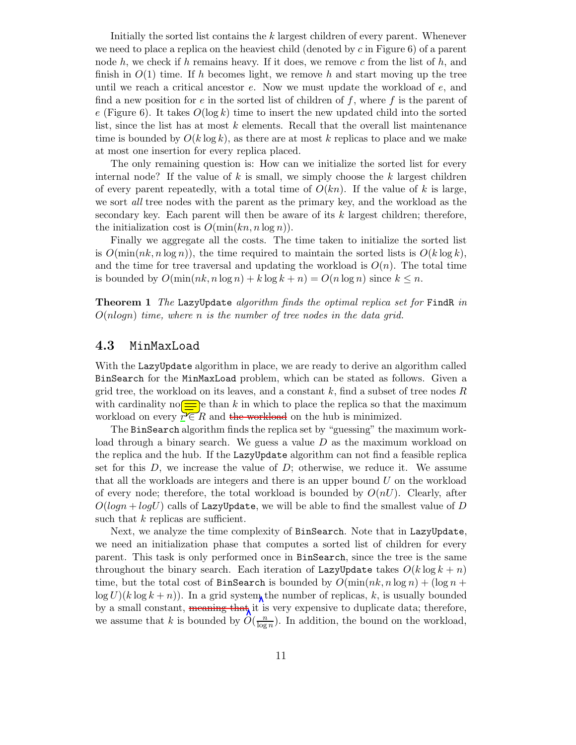Initially the sorted list contains the $k$ largest children of every parent. Whenever we need to place a replica on the heaviest child (denoted by $c$ in Figure 6) of a parent node $h$, we check if $h$ remains heavy. If it does, we remove $c$ from the list of $h$, and finish in $O(1)$ time. If $h$ becomes light, we remove $h$ and start moving up the tree until we reach a critical ancestor $e$. Now we must update the workload of $e$, and find a new position for $e$ in the sorted list of children of $f$, where $f$ is the parent of $e$ (Figure 6). It takes $O(\log k)$ time to insert the new updated child into the sorted list, since the list has at most $k$ elements. Recall that the overall list maintenance time is bounded by $O(k \log k)$, as there are at most $k$ replicas to place and we make at most one insertion for every replica placed.

The only remaining question is: How can we initialize the sorted list for every internal node? If the value of $k$ is small, we simply choose the $k$ largest children of every parent repeatedly, with a total time of $O(kn)$. If the value of $k$ is large, we sort *all* tree nodes with the parent as the primary key, and the workload as the secondary key. Each parent will then be aware of its $k$ largest children; therefore, the initialization cost is $O(\min(kn, n \log n))$.

Finally we aggregate all the costs. The time taken to initialize the sorted list is $O(\min(nk, n \log n))$, the time required to maintain the sorted lists is $O(k \log k)$, and the time for tree traversal and updating the workload is $O(n)$. The total time is bounded by $O(\min(nk, n \log n) + k \log k + n) = O(n \log n)$ since $k \leq n$.

**Theorem 1** *The* LazyUpdate *algorithm finds the optimal replica set for* FindR *in* $O(nlogn)$ *time, where* $n$ *is the number of tree nodes in the data grid.*

### 4.3 MinMaxLoad

With the LazyUpdate algorithm in place, we are ready to derive an algorithm called BinSearch for the MinMaxLoad problem, which can be stated as follows. Given a grid tree, the workload on its leaves, and a constant $k$, find a subset of tree nodes $R$ with cardinality no more than $k$ in which to place the replica so that the maximum workload on every $r \in R$ and the workload on the hub is minimized.

The BinSearch algorithm finds the replica set by "guessing" the maximum workload through a binary search. We guess a value $D$ as the maximum workload on the replica and the hub. If the LazyUpdate algorithm can not find a feasible replica set for this $D$, we increase the value of $D$; otherwise, we reduce it. We assume that all the workloads are integers and there is an upper bound $U$ on the workload of every node; therefore, the total workload is bounded by $O(nU)$. Clearly, after $O(logn + logU)$ calls of LazyUpdate, we will be able to find the smallest value of $D$ such that $k$ replicas are sufficient.

Next, we analyze the time complexity of BinSearch. Note that in LazyUpdate, we need an initialization phase that computes a sorted list of children for every parent. This task is only performed once in BinSearch, since the tree is the same throughout the binary search. Each iteration of LazyUpdate takes $O(k \log k + n)$ time, but the total cost of BinSearch is bounded by $O(\min(nk, n \log n) + (\log n + \log U)(k \log k + n))$. In a grid system the number of replicas, $k$, is usually bounded by a small constant, meaning that it is very expensive to duplicate data; therefore, we assume that $k$ is bounded by $O(\frac{n}{\log n})$. In addition, the bound on the workload,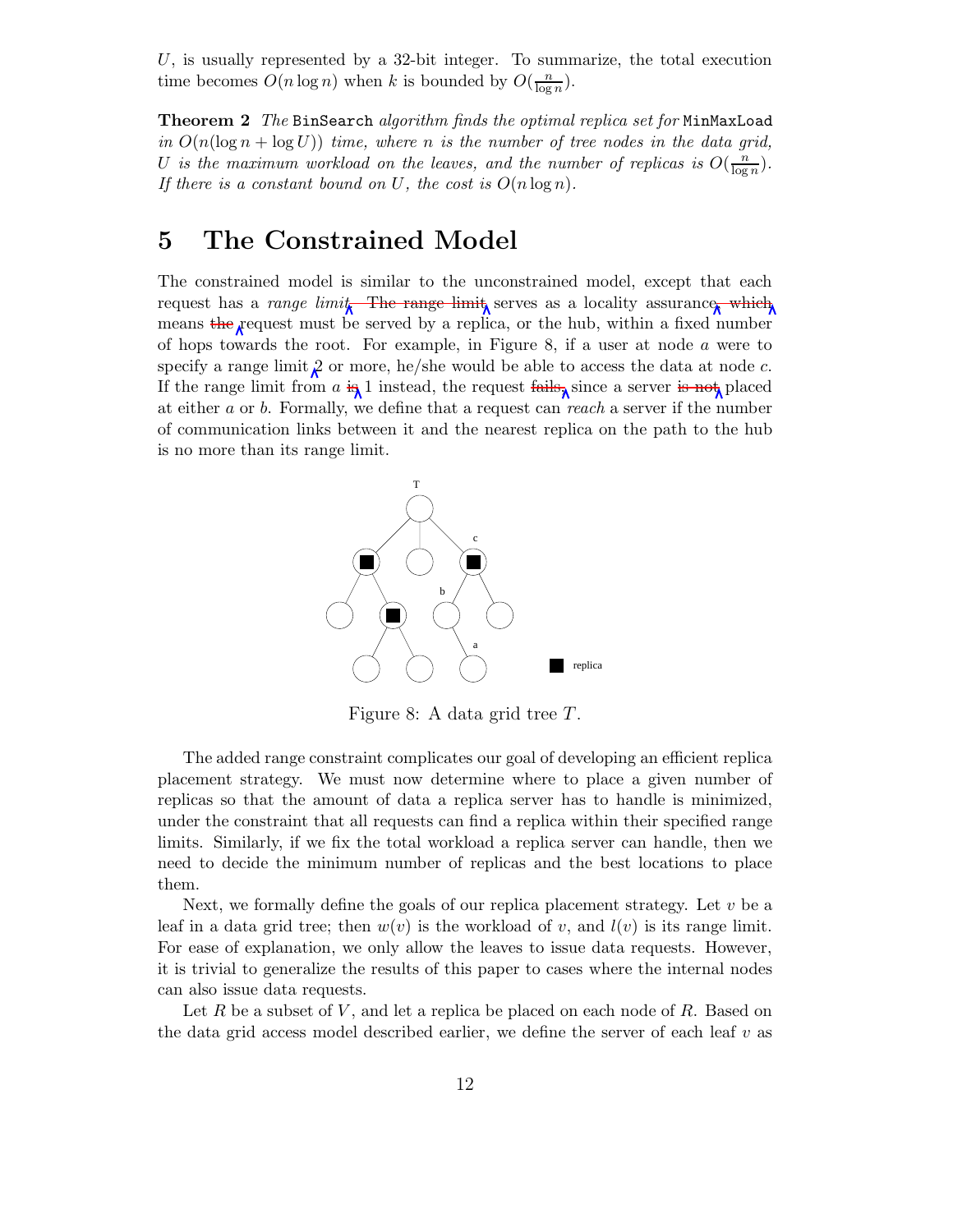$U$, is usually represented by a 32-bit integer. To summarize, the total execution time becomes $O(n \log n)$ when $k$ is bounded by $O(\frac{n}{\log n})$.

**Theorem 2** *The* BinSearch *algorithm finds the optimal replica set for* MinMaxLoad *in $O(n(\log n + \log U))$ time, where $n$ is the number of tree nodes in the data grid, $U$ is the maximum workload on the leaves, and the number of replicas is $O(\frac{n}{\log n})$. If there is a constant bound on $U$, the cost is $O(n \log n)$.*

# 5 The Constrained Model

The constrained model is similar to the unconstrained model, except that each request has a *range limit*. The range limit serves as a locality assurance, which means the request must be served by a replica, or the hub, within a fixed number of hops towards the root. For example, in Figure 8, if a user at node $a$ were to specify a range limit 2 or more, he/she would be able to access the data at node $c$. If the range limit from $a$ is 1 instead, the request fails, since a server is not placed at either $a$ or $b$. Formally, we define that a request can *reach* a server if the number of communication links between it and the nearest replica on the path to the hub is no more than its range limit.

Figure 8: A data grid tree $T$.

The added range constraint complicates our goal of developing an efficient replica placement strategy. We must now determine where to place a given number of replicas so that the amount of data a replica server has to handle is minimized, under the constraint that all requests can find a replica within their specified range limits. Similarly, if we fix the total workload a replica server can handle, then we need to decide the minimum number of replicas and the best locations to place them.

Next, we formally define the goals of our replica placement strategy. Let $v$ be a leaf in a data grid tree; then $w(v)$ is the workload of $v$, and $l(v)$ is its range limit. For ease of explanation, we only allow the leaves to issue data requests. However, it is trivial to generalize the results of this paper to cases where the internal nodes can also issue data requests.

Let $R$ be a subset of $V$, and let a replica be placed on each node of $R$. Based on the data grid access model described earlier, we define the server of each leaf $v$ as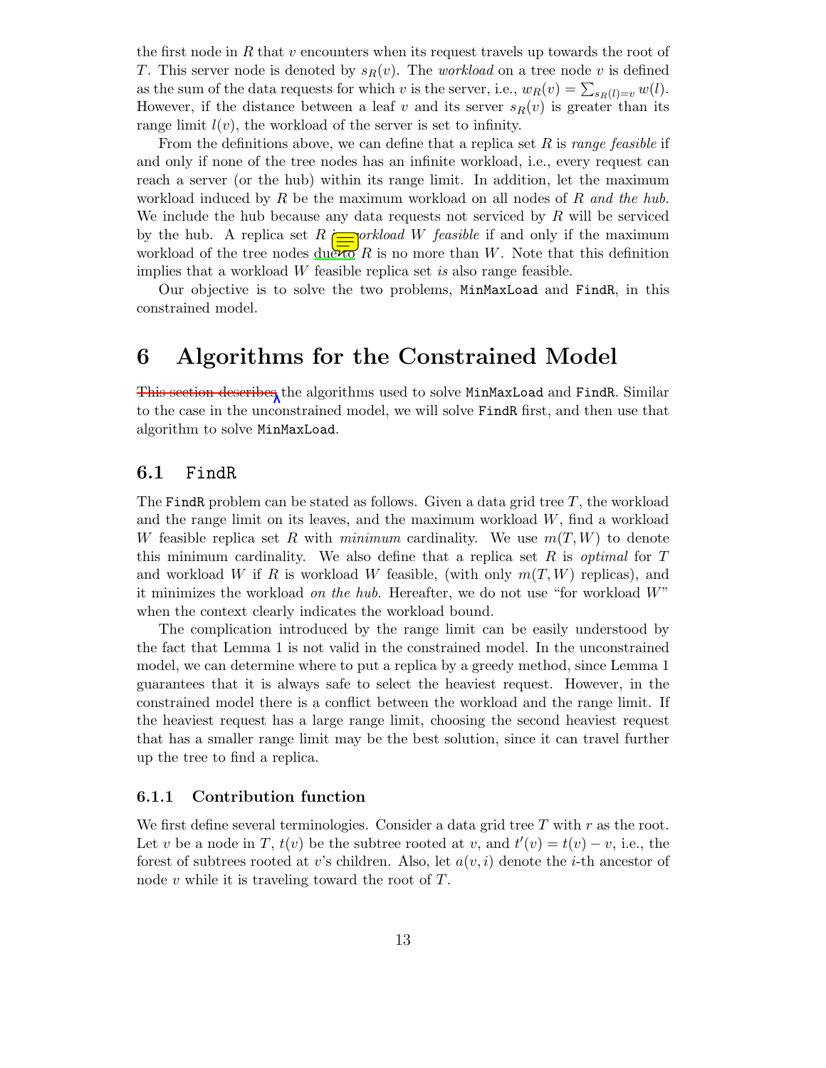the first node in $R$ that $v$ encounters when its request travels up towards the root of $T$. This server node is denoted by $s_R(v)$. The *workload* on a tree node $v$ is defined as the sum of the data requests for which $v$ is the server, i.e., $w_R(v) = \sum_{s_R(l)=v} w(l)$. However, if the distance between a leaf $v$ and its server $s_R(v)$ is greater than its range limit $l(v)$, the workload of the server is set to infinity.

From the definitions above, we can define that a replica set $R$ is *range feasible* if and only if none of the tree nodes has an infinite workload, i.e., every request can reach a server (or the hub) within its range limit. In addition, let the maximum workload induced by $R$ be the maximum workload on all nodes of $R$ *and the hub*. We include the hub because any data requests not serviced by $R$ will be serviced by the hub. A replica set $R$ is *workload W feasible* if and only if the maximum workload of the tree nodes due to $R$ is no more than $W$. Note that this definition implies that a workload $W$ feasible replica set *is* also range feasible.

Our objective is to solve the two problems, MinMaxLoad and FindR, in this constrained model.

# 6 Algorithms for the Constrained Model

This section describes the algorithms used to solve MinMaxLoad and FindR. Similar to the case in the unconstrained model, we will solve FindR first, and then use that algorithm to solve MinMaxLoad.

## 6.1 FindR

The FindR problem can be stated as follows. Given a data grid tree $T$, the workload and the range limit on its leaves, and the maximum workload $W$, find a workload $W$ feasible replica set $R$ with *minimum* cardinality. We use $m(T, W)$ to denote this minimum cardinality. We also define that a replica set $R$ is *optimal* for $T$ and workload $W$ if $R$ is workload $W$ feasible, (with only $m(T, W)$ replicas), and it minimizes the workload *on the hub*. Hereafter, we do not use "for workload $W$" when the context clearly indicates the workload bound.

The complication introduced by the range limit can be easily understood by the fact that Lemma 1 is not valid in the constrained model. In the unconstrained model, we can determine where to put a replica by a greedy method, since Lemma 1 guarantees that it is always safe to select the heaviest request. However, in the constrained model there is a conflict between the workload and the range limit. If the heaviest request has a large range limit, choosing the second heaviest request that has a smaller range limit may be the best solution, since it can travel further up the tree to find a replica.

### 6.1.1 Contribution function

We first define several terminologies. Consider a data grid tree $T$ with $r$ as the root. Let $v$ be a node in $T$, $t(v)$ be the subtree rooted at $v$, and $t'(v) = t(v) - v$, i.e., the forest of subtrees rooted at $v$'s children. Also, let $a(v, i)$ denote the $i$-th ancestor of node $v$ while it is traveling toward the root of $T$.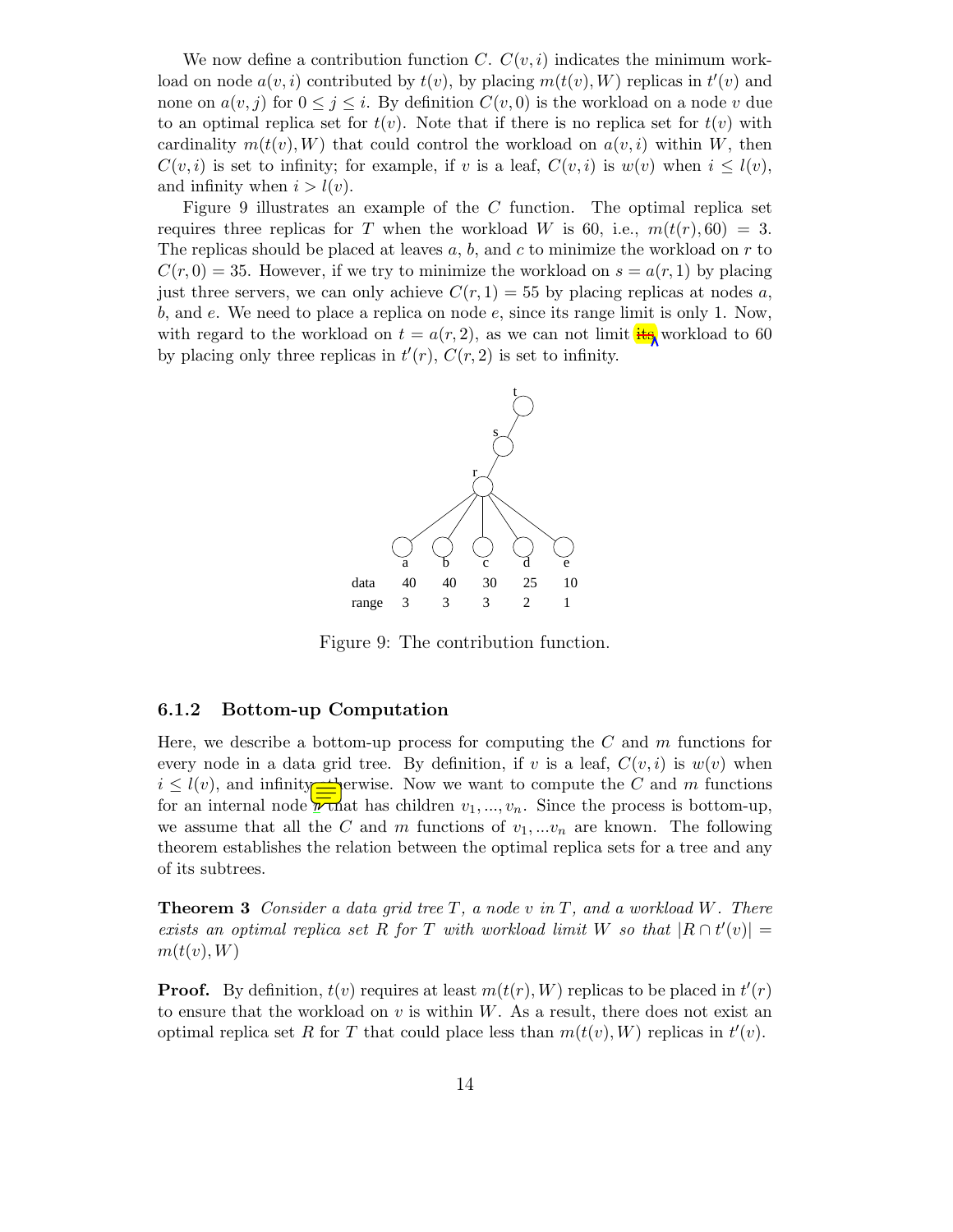We now define a contribution function $C$. $C(v, i)$ indicates the minimum workload on node $a(v, i)$ contributed by $t(v)$, by placing $m(t(v), W)$ replicas in $t'(v)$ and none on $a(v, j)$ for $0 \leq j \leq i$. By definition $C(v, 0)$ is the workload on a node $v$ due to an optimal replica set for $t(v)$. Note that if there is no replica set for $t(v)$ with cardinality $m(t(v), W)$ that could control the workload on $a(v, i)$ within $W$, then $C(v, i)$ is set to infinity; for example, if $v$ is a leaf, $C(v, i)$ is $w(v)$ when $i \leq l(v)$, and infinity when $i > l(v)$.

Figure 9 illustrates an example of the $C$ function. The optimal replica set requires three replicas for $T$ when the workload $W$ is 60, i.e., $m(t(r), 60) = 3$. The replicas should be placed at leaves $a$, $b$, and $c$ to minimize the workload on $r$ to $C(r, 0) = 35$. However, if we try to minimize the workload on $s = a(r, 1)$ by placing just three servers, we can only achieve $C(r, 1) = 55$ by placing replicas at nodes $a$, $b$, and $e$. We need to place a replica on node $e$, since its range limit is only 1. Now, with regard to the workload on $t = a(r, 2)$, as we can not limit its workload to 60 by placing only three replicas in $t'(r)$, $C(r, 2)$ is set to infinity.

| | a | b | c | d | e |
|---|---|---|---|---|---|
| data | 40 | 40 | 30 | 25 | 10 |
| range | 3 | 3 | 3 | 2 | 1 |

Figure 9: The contribution function.

### 6.1.2 Bottom-up Computation

Here, we describe a bottom-up process for computing the $C$ and $m$ functions for every node in a data grid tree. By definition, if $v$ is a leaf, $C(v, i)$ is $w(v)$ when $i \leq l(v)$, and infinity otherwise. Now we want to compute the $C$ and $m$ functions for an internal node $v$ that has children $v_1, ..., v_n$. Since the process is bottom-up, we assume that all the $C$ and $m$ functions of $v_1, ... v_n$ are known. The following theorem establishes the relation between the optimal replica sets for a tree and any of its subtrees.

**Theorem 3** *Consider a data grid tree $T$, a node $v$ in $T$, and a workload $W$. There exists an optimal replica set $R$ for $T$ with workload limit $W$ so that $|R \cap t'(v)| = m(t(v), W)$*

**Proof.** By definition, $t(v)$ requires at least $m(t(r), W)$ replicas to be placed in $t'(r)$ to ensure that the workload on $v$ is within $W$. As a result, there does not exist an optimal replica set $R$ for $T$ that could place less than $m(t(v), W)$ replicas in $t'(v)$.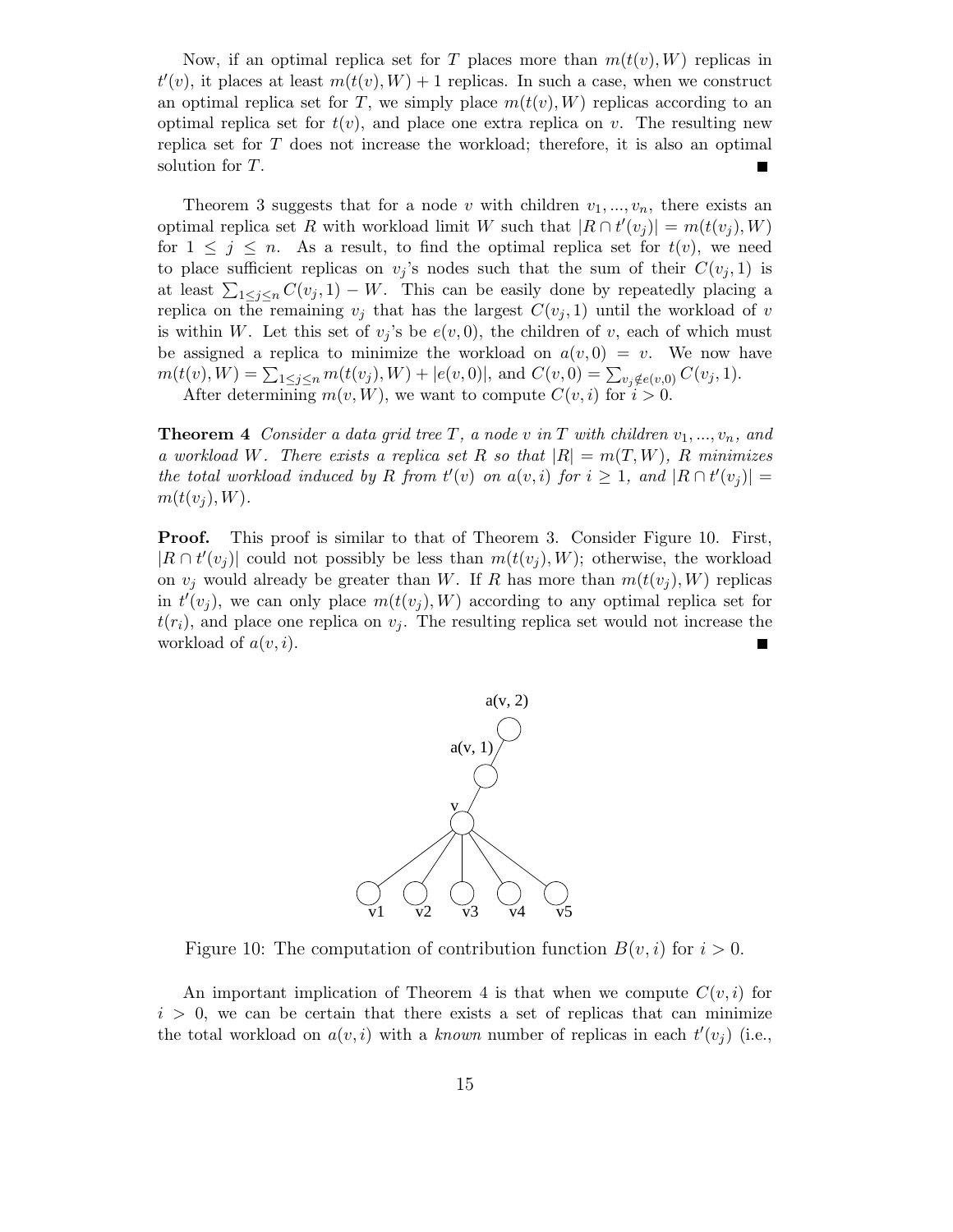Now, if an optimal replica set for $T$ places more than $m(t(v), W)$ replicas in $t'(v)$, it places at least $m(t(v), W) + 1$ replicas. In such a case, when we construct an optimal replica set for $T$, we simply place $m(t(v), W)$ replicas according to an optimal replica set for $t(v)$, and place one extra replica on $v$. The resulting new replica set for $T$ does not increase the workload; therefore, it is also an optimal solution for $T$. ∎

Theorem 3 suggests that for a node $v$ with children $v_1, ..., v_n$, there exists an optimal replica set $R$ with workload limit $W$ such that $|R \cap t'(v_j)| = m(t(v_j), W)$ for $1 \leq j \leq n$. As a result, to find the optimal replica set for $t(v)$, we need to place sufficient replicas on $v_j$'s nodes such that the sum of their $C(v_j, 1)$ is at least $\sum_{1 \leq j \leq n} C(v_j, 1) - W$. This can be easily done by repeatedly placing a replica on the remaining $v_j$ that has the largest $C(v_j, 1)$ until the workload of $v$ is within $W$. Let this set of $v_j$'s be $e(v, 0)$, the children of $v$, each of which must be assigned a replica to minimize the workload on $a(v, 0) = v$. We now have $m(t(v), W) = \sum_{1 \leq j \leq n} m(t(v_j), W) + |e(v, 0)|$, and $C(v, 0) = \sum_{v_j \notin e(v,0)} C(v_j, 1)$.

After determining $m(v, W)$, we want to compute $C(v, i)$ for $i > 0$.

**Theorem 4** *Consider a data grid tree $T$, a node $v$ in $T$ with children $v_1, ..., v_n$, and a workload $W$. There exists a replica set $R$ so that $|R| = m(T, W)$, $R$ minimizes the total workload induced by $R$ from $t'(v)$ on $a(v, i)$ for $i \geq 1$, and $|R \cap t'(v_j)| = m(t(v_j), W)$.*

**Proof.** This proof is similar to that of Theorem 3. Consider Figure 10. First, $|R \cap t'(v_j)|$ could not possibly be less than $m(t(v_j), W)$; otherwise, the workload on $v_j$ would already be greater than $W$. If $R$ has more than $m(t(v_j), W)$ replicas in $t'(v_j)$, we can only place $m(t(v_j), W)$ according to any optimal replica set for $t(r_i)$, and place one replica on $v_j$. The resulting replica set would not increase the workload of $a(v, i)$. ∎

Figure 10: The computation of contribution function $B(v, i)$ for $i > 0$.

An important implication of Theorem 4 is that when we compute $C(v, i)$ for $i > 0$, we can be certain that there exists a set of replicas that can minimize the total workload on $a(v, i)$ with a *known* number of replicas in each $t'(v_j)$ (i.e.,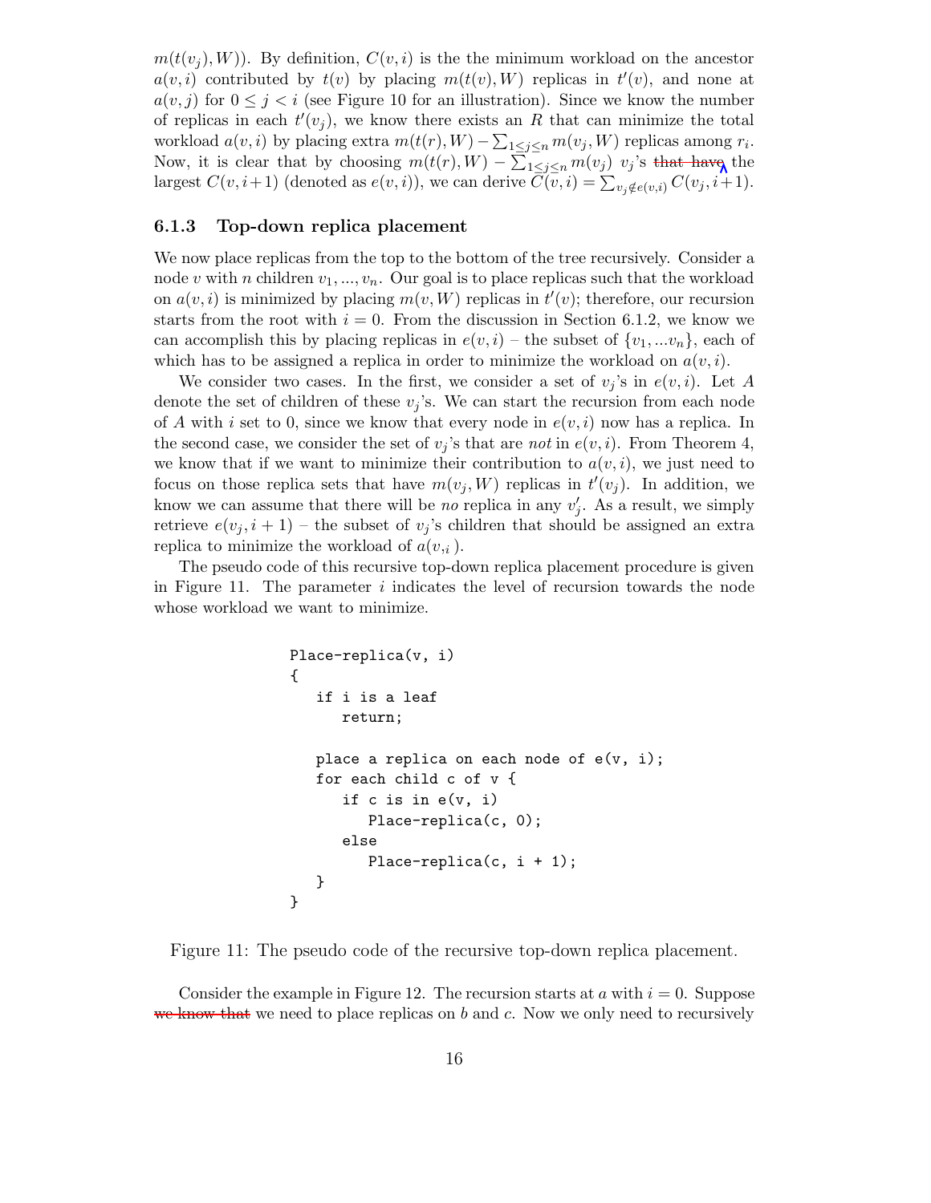$m(t(v_j), W)$). By definition, $C(v, i)$ is the the minimum workload on the ancestor $a(v, i)$ contributed by $t(v)$ by placing $m(t(v), W)$ replicas in $t'(v)$, and none at $a(v, j)$ for $0 \le j < i$ (see Figure 10 for an illustration). Since we know the number of replicas in each $t'(v_j)$, we know there exists an $R$ that can minimize the total workload $a(v, i)$ by placing extra $m(t(r), W) - \sum_{1 \le j \le n} m(v_j, W)$ replicas among $r_i$. Now, it is clear that by choosing $m(t(r), W) - \sum_{1 \le j \le n} m(v_j)$ $v_j$'s ~~that have~~ the largest $C(v, i+1)$ (denoted as $e(v, i)$), we can derive $C(v, i) = \sum_{v_j \notin e(v,i)} C(v_j, i+1)$.

### 6.1.3 Top-down replica placement

We now place replicas from the top to the bottom of the tree recursively. Consider a node $v$ with $n$ children $v_1, ..., v_n$. Our goal is to place replicas such that the workload on $a(v, i)$ is minimized by placing $m(v, W)$ replicas in $t'(v)$; therefore, our recursion starts from the root with $i = 0$. From the discussion in Section 6.1.2, we know we can accomplish this by placing replicas in $e(v, i)$ – the subset of $\{v_1, ...v_n\}$, each of which has to be assigned a replica in order to minimize the workload on $a(v, i)$.

We consider two cases. In the first, we consider a set of $v_j$'s in $e(v, i)$. Let $A$ denote the set of children of these $v_j$'s. We can start the recursion from each node of $A$ with $i$ set to 0, since we know that every node in $e(v, i)$ now has a replica. In the second case, we consider the set of $v_j$'s that are *not* in $e(v, i)$. From Theorem 4, we know that if we want to minimize their contribution to $a(v, i)$, we just need to focus on those replica sets that have $m(v_j, W)$ replicas in $t'(v_j)$. In addition, we know we can assume that there will be *no* replica in any $v'_j$. As a result, we simply retrieve $e(v_j, i + 1)$ – the subset of $v_j$'s children that should be assigned an extra replica to minimize the workload of $a(v_{,i})$.

The pseudo code of this recursive top-down replica placement procedure is given in Figure 11. The parameter $i$ indicates the level of recursion towards the node whose workload we want to minimize.

```
Place-replica(v, i)
{
   if i is a leaf
      return;

   place a replica on each node of e(v, i);
   for each child c of v {
      if c is in e(v, i)
         Place-replica(c, 0);
      else
         Place-replica(c, i + 1);
   }
}
```

Figure 11: The pseudo code of the recursive top-down replica placement.

Consider the example in Figure 12. The recursion starts at $a$ with $i = 0$. Suppose ~~we know that~~ we need to place replicas on $b$ and $c$. Now we only need to recursively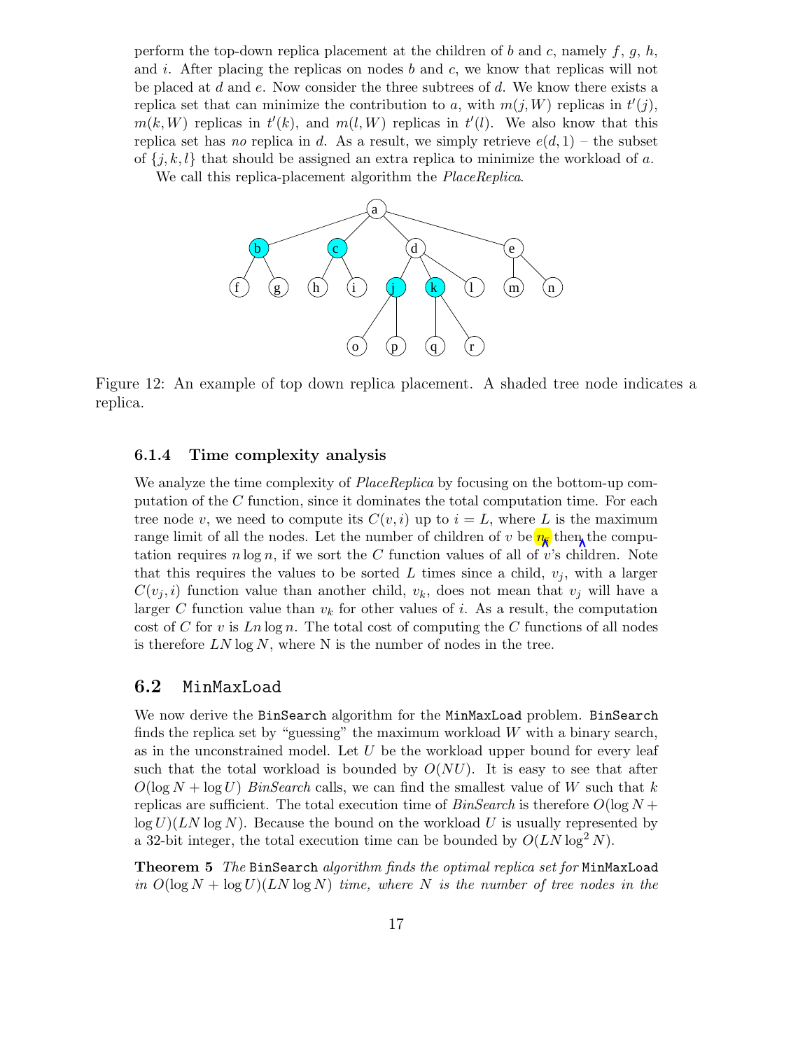perform the top-down replica placement at the children of $b$ and $c$, namely $f$, $g$, $h$, and $i$. After placing the replicas on nodes $b$ and $c$, we know that replicas will not be placed at $d$ and $e$. Now consider the three subtrees of $d$. We know there exists a replica set that can minimize the contribution to $a$, with $m(j, W)$ replicas in $t'(j)$, $m(k, W)$ replicas in $t'(k)$, and $m(l, W)$ replicas in $t'(l)$. We also know that this replica set has *no* replica in $d$. As a result, we simply retrieve $e(d, 1)$ – the subset of $\{j, k, l\}$ that should be assigned an extra replica to minimize the workload of $a$.

We call this replica-placement algorithm the *PlaceReplica*.

Figure 12: An example of top down replica placement. A shaded tree node indicates a replica.

### 6.1.4 Time complexity analysis

We analyze the time complexity of *PlaceReplica* by focusing on the bottom-up computation of the $C$ function, since it dominates the total computation time. For each tree node $v$, we need to compute its $C(v, i)$ up to $i = L$, where $L$ is the maximum range limit of all the nodes. Let the number of children of $v$ be $n$, then the computation requires $n \log n$, if we sort the $C$ function values of all of $v$'s children. Note that this requires the values to be sorted $L$ times since a child, $v_j$, with a larger $C(v_j, i)$ function value than another child, $v_k$, does not mean that $v_j$ will have a larger $C$ function value than $v_k$ for other values of $i$. As a result, the computation cost of $C$ for $v$ is $Ln \log n$. The total cost of computing the $C$ functions of all nodes is therefore $LN \log N$, where N is the number of nodes in the tree.

## 6.2 MinMaxLoad

We now derive the BinSearch algorithm for the MinMaxLoad problem. BinSearch finds the replica set by "guessing" the maximum workload $W$ with a binary search, as in the unconstrained model. Let $U$ be the workload upper bound for every leaf such that the total workload is bounded by $O(NU)$. It is easy to see that after $O(\log N + \log U)$ *BinSearch* calls, we can find the smallest value of $W$ such that $k$ replicas are sufficient. The total execution time of *BinSearch* is therefore $O(\log N + \log U)(LN \log N)$. Because the bound on the workload $U$ is usually represented by a 32-bit integer, the total execution time can be bounded by $O(LN \log^2 N)$.

**Theorem 5** *The* BinSearch *algorithm finds the optimal replica set for* MinMaxLoad *in $O(\log N + \log U)(LN \log N)$ time, where $N$ is the number of tree nodes in the*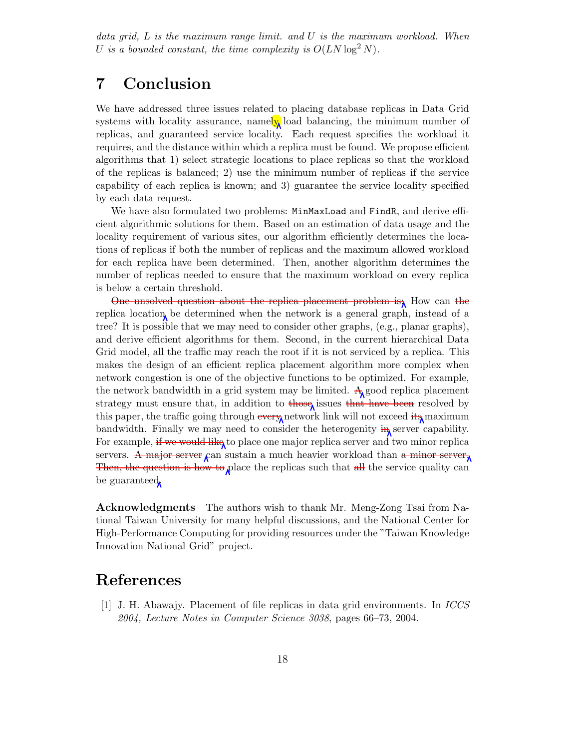*data grid, L is the maximum range limit. and U is the maximum workload. When U is a bounded constant, the time complexity is $O(LN \log^2 N)$.*

# 7 Conclusion

We have addressed three issues related to placing database replicas in Data Grid systems with locality assurance, namely load balancing, the minimum number of replicas, and guaranteed service locality. Each request specifies the workload it requires, and the distance within which a replica must be found. We propose efficient algorithms that 1) select strategic locations to place replicas so that the workload of the replicas is balanced; 2) use the minimum number of replicas if the service capability of each replica is known; and 3) guarantee the service locality specified by each data request.

We have also formulated two problems: `MinMaxLoad` and `FindR`, and derive efficient algorithmic solutions for them. Based on an estimation of data usage and the locality requirement of various sites, our algorithm efficiently determines the locations of replicas if both the number of replicas and the maximum allowed workload for each replica have been determined. Then, another algorithm determines the number of replicas needed to ensure that the maximum workload on every replica is below a certain threshold.

One unsolved question about the replica placement problem is: How can the replica location be determined when the network is a general graph, instead of a tree? It is possible that we may need to consider other graphs, (e.g., planar graphs), and derive efficient algorithms for them. Second, in the current hierarchical Data Grid model, all the traffic may reach the root if it is not serviced by a replica. This makes the design of an efficient replica placement algorithm more complex when network congestion is one of the objective functions to be optimized. For example, the network bandwidth in a grid system may be limited. A good replica placement strategy must ensure that, in addition to those issues that have been resolved by this paper, the traffic going through every network link will not exceed its maximum bandwidth. Finally we may need to consider the heterogenity in server capability. For example, if we would like to place one major replica server and two minor replica servers. A major server can sustain a much heavier workload than a minor server. Then, the question is how to place the replicas such that all the service quality can be guaranteed.

**Acknowledgments** The authors wish to thank Mr. Meng-Zong Tsai from National Taiwan University for many helpful discussions, and the National Center for High-Performance Computing for providing resources under the "Taiwan Knowledge Innovation National Grid" project.

# References

[1] J. H. Abawajy. Placement of file replicas in data grid environments. In *ICCS 2004, Lecture Notes in Computer Science 3038*, pages 66–73, 2004.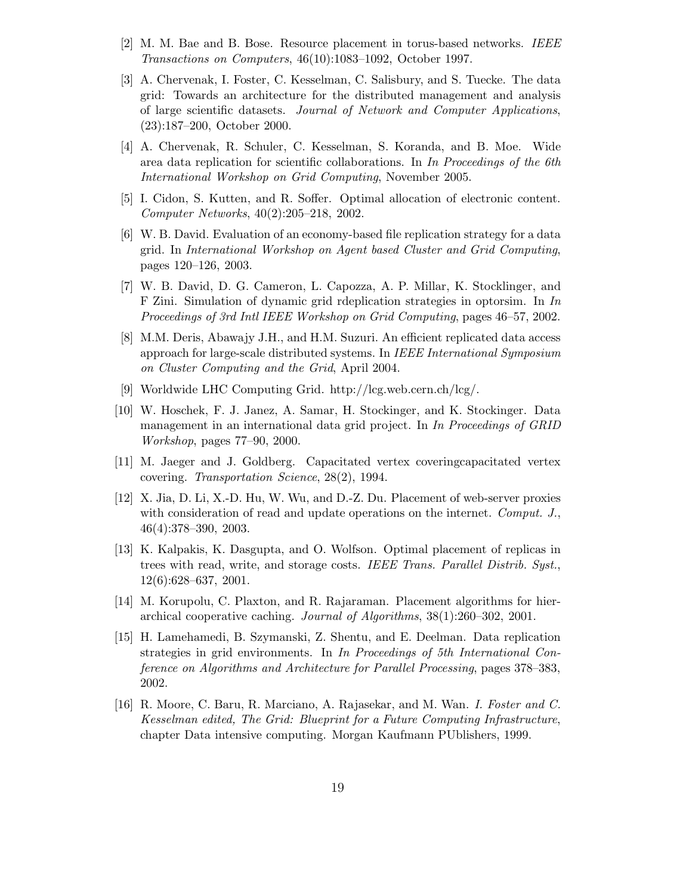[2] M. M. Bae and B. Bose. Resource placement in torus-based networks. *IEEE Transactions on Computers*, 46(10):1083–1092, October 1997.

[3] A. Chervenak, I. Foster, C. Kesselman, C. Salisbury, and S. Tuecke. The data grid: Towards an architecture for the distributed management and analysis of large scientific datasets. *Journal of Network and Computer Applications*, (23):187–200, October 2000.

[4] A. Chervenak, R. Schuler, C. Kesselman, S. Koranda, and B. Moe. Wide area data replication for scientific collaborations. In *In Proceedings of the 6th International Workshop on Grid Computing*, November 2005.

[5] I. Cidon, S. Kutten, and R. Soffer. Optimal allocation of electronic content. *Computer Networks*, 40(2):205–218, 2002.

[6] W. B. David. Evaluation of an economy-based file replication strategy for a data grid. In *International Workshop on Agent based Cluster and Grid Computing*, pages 120–126, 2003.

[7] W. B. David, D. G. Cameron, L. Capozza, A. P. Millar, K. Stocklinger, and F Zini. Simulation of dynamic grid rdeplication strategies in optorsim. In *In Proceedings of 3rd Intl IEEE Workshop on Grid Computing*, pages 46–57, 2002.

[8] M.M. Deris, Abawajy J.H., and H.M. Suzuri. An efficient replicated data access approach for large-scale distributed systems. In *IEEE International Symposium on Cluster Computing and the Grid*, April 2004.

[9] Worldwide LHC Computing Grid. http://lcg.web.cern.ch/lcg/.

[10] W. Hoschek, F. J. Janez, A. Samar, H. Stockinger, and K. Stockinger. Data management in an international data grid project. In *In Proceedings of GRID Workshop*, pages 77–90, 2000.

[11] M. Jaeger and J. Goldberg. Capacitated vertex coveringcapacitated vertex covering. *Transportation Science*, 28(2), 1994.

[12] X. Jia, D. Li, X.-D. Hu, W. Wu, and D.-Z. Du. Placement of web-server proxies with consideration of read and update operations on the internet. *Comput. J.*, 46(4):378–390, 2003.

[13] K. Kalpakis, K. Dasgupta, and O. Wolfson. Optimal placement of replicas in trees with read, write, and storage costs. *IEEE Trans. Parallel Distrib. Syst.*, 12(6):628–637, 2001.

[14] M. Korupolu, C. Plaxton, and R. Rajaraman. Placement algorithms for hierarchical cooperative caching. *Journal of Algorithms*, 38(1):260–302, 2001.

[15] H. Lamehamedi, B. Szymanski, Z. Shentu, and E. Deelman. Data replication strategies in grid environments. In *In Proceedings of 5th International Conference on Algorithms and Architecture for Parallel Processing*, pages 378–383, 2002.

[16] R. Moore, C. Baru, R. Marciano, A. Rajasekar, and M. Wan. *I. Foster and C. Kesselman edited, The Grid: Blueprint for a Future Computing Infrastructure*, chapter Data intensive computing. Morgan Kaufmann PUblishers, 1999.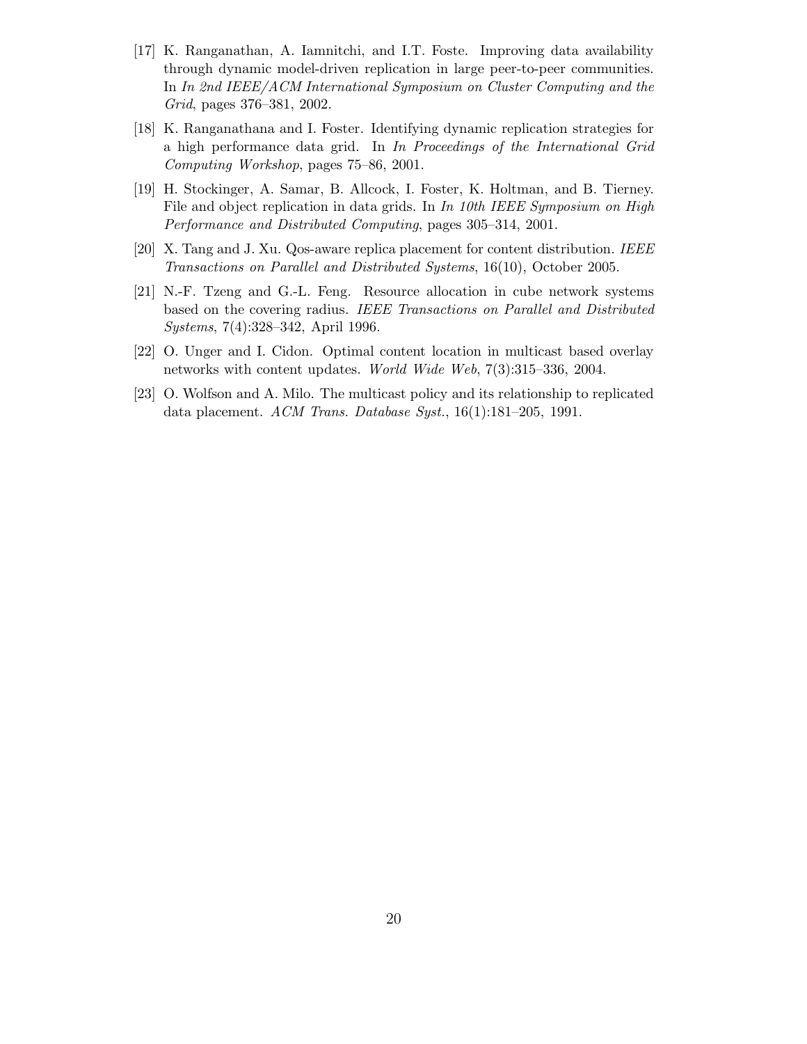[17] K. Ranganathan, A. Iamnitchi, and I.T. Foste. Improving data availability through dynamic model-driven replication in large peer-to-peer communities. In *In 2nd IEEE/ACM International Symposium on Cluster Computing and the Grid*, pages 376–381, 2002.

[18] K. Ranganathana and I. Foster. Identifying dynamic replication strategies for a high performance data grid. In *In Proceedings of the International Grid Computing Workshop*, pages 75–86, 2001.

[19] H. Stockinger, A. Samar, B. Allcock, I. Foster, K. Holtman, and B. Tierney. File and object replication in data grids. In *In 10th IEEE Symposium on High Performance and Distributed Computing*, pages 305–314, 2001.

[20] X. Tang and J. Xu. Qos-aware replica placement for content distribution. *IEEE Transactions on Parallel and Distributed Systems*, 16(10), October 2005.

[21] N.-F. Tzeng and G.-L. Feng. Resource allocation in cube network systems based on the covering radius. *IEEE Transactions on Parallel and Distributed Systems*, 7(4):328–342, April 1996.

[22] O. Unger and I. Cidon. Optimal content location in multicast based overlay networks with content updates. *World Wide Web*, 7(3):315–336, 2004.

[23] O. Wolfson and A. Milo. The multicast policy and its relationship to replicated data placement. *ACM Trans. Database Syst.*, 16(1):181–205, 1991.